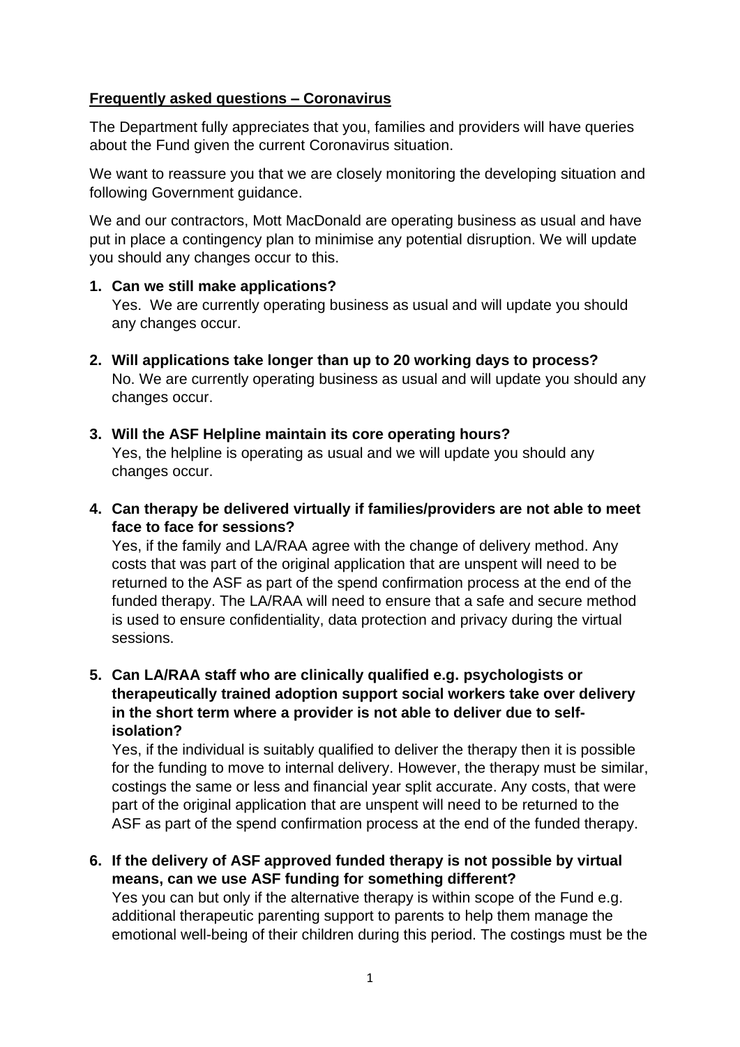**Frequently asked questions – Coronavirus**

The Department fully appreciates that you, families and providers will have queries about the Fund given the current Coronavirus situation.

We want to reassure you that we are closely monitoring the developing situation and following Government guidance.

We and our contractors, Mott MacDonald are operating business as usual and have put in place a contingency plan to minimise any potential disruption. We will update you should any changes occur to this.

1. **Can we still make applications?**
   Yes. We are currently operating business as usual and will update you should any changes occur.

2. **Will applications take longer than up to 20 working days to process?**
   No. We are currently operating business as usual and will update you should any changes occur.

3. **Will the ASF Helpline maintain its core operating hours?**
   Yes, the helpline is operating as usual and we will update you should any changes occur.

4. **Can therapy be delivered virtually if families/providers are not able to meet face to face for sessions?**
   Yes, if the family and LA/RAA agree with the change of delivery method. Any costs that was part of the original application that are unspent will need to be returned to the ASF as part of the spend confirmation process at the end of the funded therapy. The LA/RAA will need to ensure that a safe and secure method is used to ensure confidentiality, data protection and privacy during the virtual sessions.

5. **Can LA/RAA staff who are clinically qualified e.g. psychologists or therapeutically trained adoption support social workers take over delivery in the short term where a provider is not able to deliver due to self-isolation?**
   Yes, if the individual is suitably qualified to deliver the therapy then it is possible for the funding to move to internal delivery. However, the therapy must be similar, costings the same or less and financial year split accurate. Any costs, that were part of the original application that are unspent will need to be returned to the ASF as part of the spend confirmation process at the end of the funded therapy.

6. **If the delivery of ASF approved funded therapy is not possible by virtual means, can we use ASF funding for something different?**
   Yes you can but only if the alternative therapy is within scope of the Fund e.g. additional therapeutic parenting support to parents to help them manage the emotional well-being of their children during this period. The costings must be the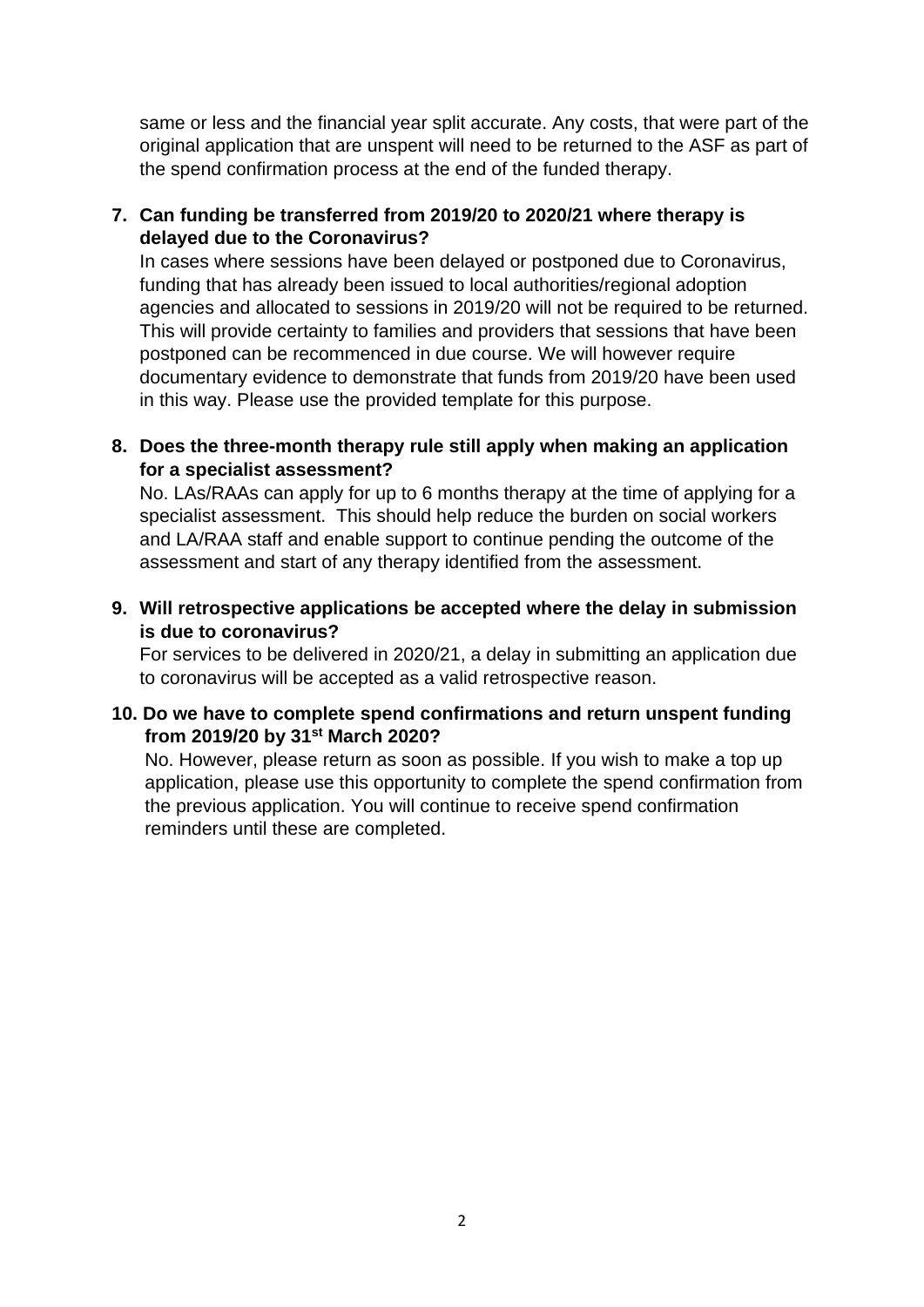same or less and the financial year split accurate. Any costs, that were part of the original application that are unspent will need to be returned to the ASF as part of the spend confirmation process at the end of the funded therapy.

7. **Can funding be transferred from 2019/20 to 2020/21 where therapy is delayed due to the Coronavirus?**
   In cases where sessions have been delayed or postponed due to Coronavirus, funding that has already been issued to local authorities/regional adoption agencies and allocated to sessions in 2019/20 will not be required to be returned. This will provide certainty to families and providers that sessions that have been postponed can be recommenced in due course. We will however require documentary evidence to demonstrate that funds from 2019/20 have been used in this way. Please use the provided template for this purpose.

8. **Does the three-month therapy rule still apply when making an application for a specialist assessment?**
   No. LAs/RAAs can apply for up to 6 months therapy at the time of applying for a specialist assessment. This should help reduce the burden on social workers and LA/RAA staff and enable support to continue pending the outcome of the assessment and start of any therapy identified from the assessment.

9. **Will retrospective applications be accepted where the delay in submission is due to coronavirus?**
   For services to be delivered in 2020/21, a delay in submitting an application due to coronavirus will be accepted as a valid retrospective reason.

10. **Do we have to complete spend confirmations and return unspent funding from 2019/20 by 31st March 2020?**
    No. However, please return as soon as possible. If you wish to make a top up application, please use this opportunity to complete the spend confirmation from the previous application. You will continue to receive spend confirmation reminders until these are completed.